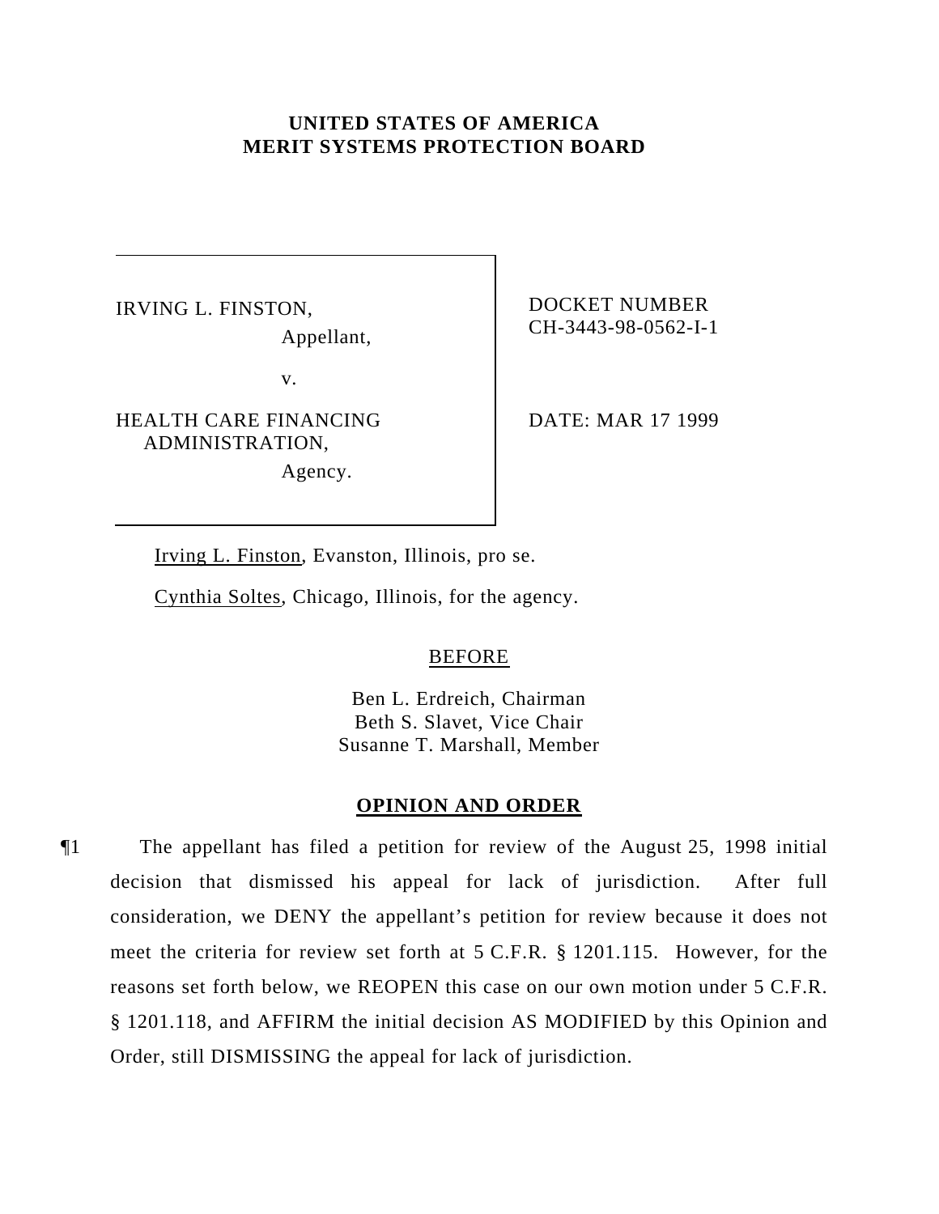**UNITED STATES OF AMERICA**
**MERIT SYSTEMS PROTECTION BOARD**

| | |
|---|---|
| IRVING L. FINSTON,<br>Appellant,<br><br>v.<br><br>HEALTH CARE FINANCING ADMINISTRATION,<br>Agency. | DOCKET NUMBER<br>CH-3443-98-0562-I-1<br><br><br>DATE: MAR 17 1999 |

Irving L. Finston, Evanston, Illinois, pro se.

Cynthia Soltes, Chicago, Illinois, for the agency.

BEFORE

Ben L. Erdreich, Chairman
Beth S. Slavet, Vice Chair
Susanne T. Marshall, Member

## OPINION AND ORDER

¶1 The appellant has filed a petition for review of the August 25, 1998 initial decision that dismissed his appeal for lack of jurisdiction. After full consideration, we DENY the appellant's petition for review because it does not meet the criteria for review set forth at 5 C.F.R. § 1201.115. However, for the reasons set forth below, we REOPEN this case on our own motion under 5 C.F.R. § 1201.118, and AFFIRM the initial decision AS MODIFIED by this Opinion and Order, still DISMISSING the appeal for lack of jurisdiction.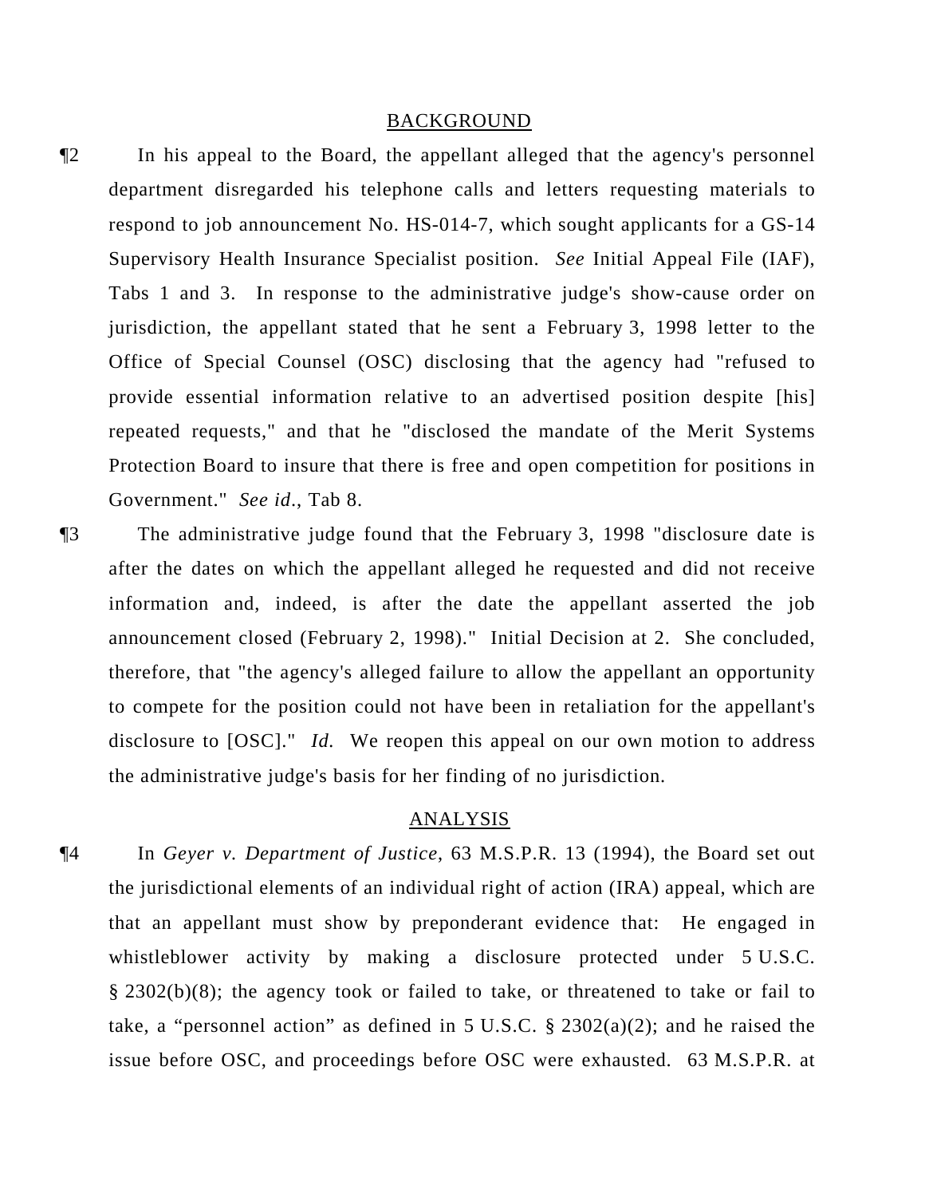## BACKGROUND

¶2 In his appeal to the Board, the appellant alleged that the agency's personnel department disregarded his telephone calls and letters requesting materials to respond to job announcement No. HS-014-7, which sought applicants for a GS-14 Supervisory Health Insurance Specialist position. *See* Initial Appeal File (IAF), Tabs 1 and 3. In response to the administrative judge's show-cause order on jurisdiction, the appellant stated that he sent a February 3, 1998 letter to the Office of Special Counsel (OSC) disclosing that the agency had "refused to provide essential information relative to an advertised position despite [his] repeated requests," and that he "disclosed the mandate of the Merit Systems Protection Board to insure that there is free and open competition for positions in Government." *See id.*, Tab 8.

¶3 The administrative judge found that the February 3, 1998 "disclosure date is after the dates on which the appellant alleged he requested and did not receive information and, indeed, is after the date the appellant asserted the job announcement closed (February 2, 1998)." Initial Decision at 2. She concluded, therefore, that "the agency's alleged failure to allow the appellant an opportunity to compete for the position could not have been in retaliation for the appellant's disclosure to [OSC]." *Id.* We reopen this appeal on our own motion to address the administrative judge's basis for her finding of no jurisdiction.

## ANALYSIS

¶4 In *Geyer v. Department of Justice*, 63 M.S.P.R. 13 (1994), the Board set out the jurisdictional elements of an individual right of action (IRA) appeal, which are that an appellant must show by preponderant evidence that: He engaged in whistleblower activity by making a disclosure protected under 5 U.S.C. § 2302(b)(8); the agency took or failed to take, or threatened to take or fail to take, a "personnel action" as defined in 5 U.S.C. § 2302(a)(2); and he raised the issue before OSC, and proceedings before OSC were exhausted. 63 M.S.P.R. at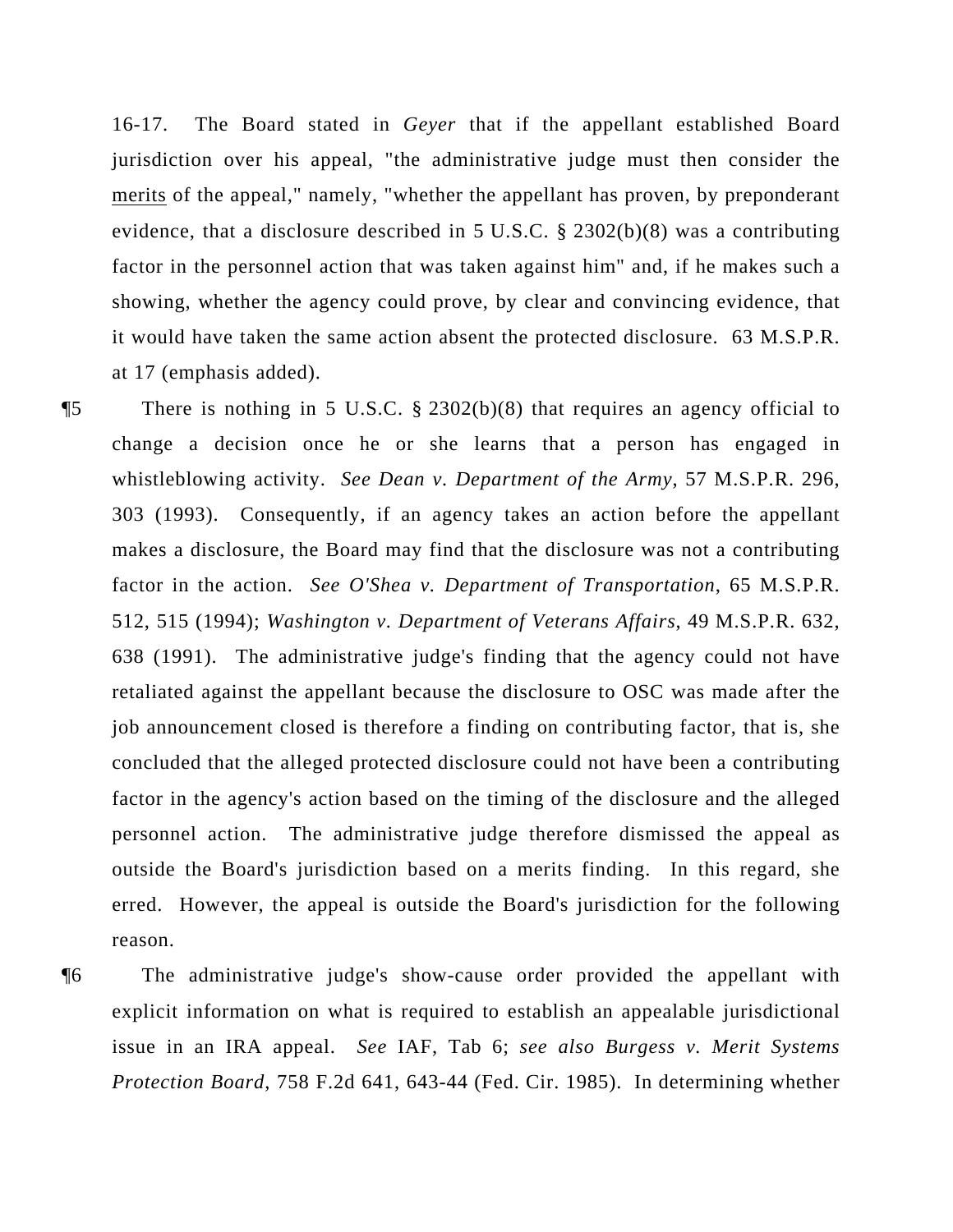16-17. The Board stated in *Geyer* that if the appellant established Board jurisdiction over his appeal, "the administrative judge must then consider the <u>merits</u> of the appeal," namely, "whether the appellant has proven, by preponderant evidence, that a disclosure described in 5 U.S.C. § 2302(b)(8) was a contributing factor in the personnel action that was taken against him" and, if he makes such a showing, whether the agency could prove, by clear and convincing evidence, that it would have taken the same action absent the protected disclosure. 63 M.S.P.R. at 17 (emphasis added).

¶5 There is nothing in 5 U.S.C. § 2302(b)(8) that requires an agency official to change a decision once he or she learns that a person has engaged in whistleblowing activity. *See Dean v. Department of the Army*, 57 M.S.P.R. 296, 303 (1993). Consequently, if an agency takes an action before the appellant makes a disclosure, the Board may find that the disclosure was not a contributing factor in the action. *See O'Shea v. Department of Transportation*, 65 M.S.P.R. 512, 515 (1994); *Washington v. Department of Veterans Affairs*, 49 M.S.P.R. 632, 638 (1991). The administrative judge's finding that the agency could not have retaliated against the appellant because the disclosure to OSC was made after the job announcement closed is therefore a finding on contributing factor, that is, she concluded that the alleged protected disclosure could not have been a contributing factor in the agency's action based on the timing of the disclosure and the alleged personnel action. The administrative judge therefore dismissed the appeal as outside the Board's jurisdiction based on a merits finding. In this regard, she erred. However, the appeal is outside the Board's jurisdiction for the following reason.

¶6 The administrative judge's show-cause order provided the appellant with explicit information on what is required to establish an appealable jurisdictional issue in an IRA appeal. *See* IAF, Tab 6; *see also Burgess v. Merit Systems Protection Board*, 758 F.2d 641, 643-44 (Fed. Cir. 1985). In determining whether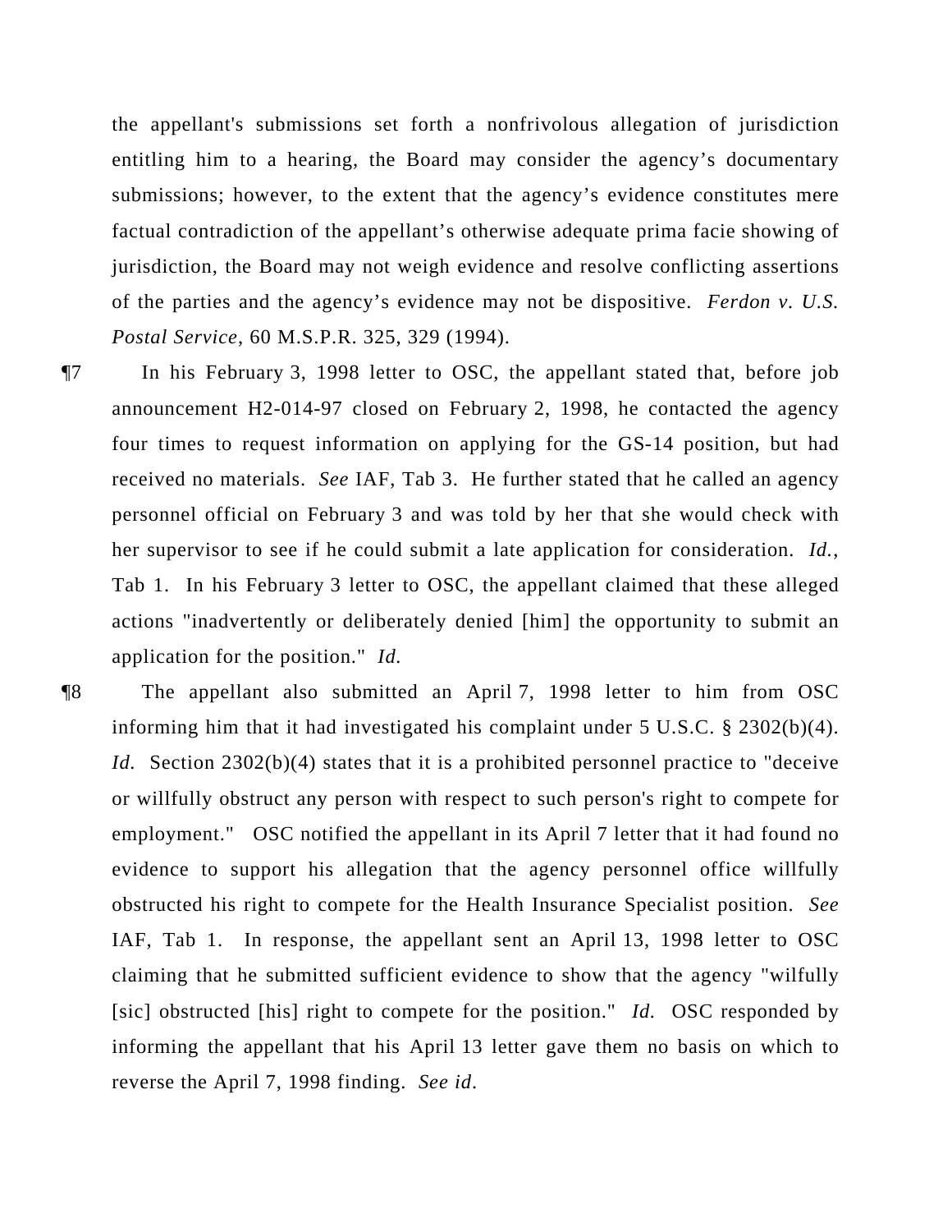the appellant's submissions set forth a nonfrivolous allegation of jurisdiction entitling him to a hearing, the Board may consider the agency's documentary submissions; however, to the extent that the agency's evidence constitutes mere factual contradiction of the appellant's otherwise adequate prima facie showing of jurisdiction, the Board may not weigh evidence and resolve conflicting assertions of the parties and the agency's evidence may not be dispositive. *Ferdon v. U.S. Postal Service*, 60 M.S.P.R. 325, 329 (1994).

¶7 In his February 3, 1998 letter to OSC, the appellant stated that, before job announcement H2-014-97 closed on February 2, 1998, he contacted the agency four times to request information on applying for the GS-14 position, but had received no materials. *See* IAF, Tab 3. He further stated that he called an agency personnel official on February 3 and was told by her that she would check with her supervisor to see if he could submit a late application for consideration. *Id.*, Tab 1. In his February 3 letter to OSC, the appellant claimed that these alleged actions "inadvertently or deliberately denied [him] the opportunity to submit an application for the position." *Id.*

¶8 The appellant also submitted an April 7, 1998 letter to him from OSC informing him that it had investigated his complaint under 5 U.S.C. § 2302(b)(4). *Id.* Section 2302(b)(4) states that it is a prohibited personnel practice to "deceive or willfully obstruct any person with respect to such person's right to compete for employment." OSC notified the appellant in its April 7 letter that it had found no evidence to support his allegation that the agency personnel office willfully obstructed his right to compete for the Health Insurance Specialist position. *See* IAF, Tab 1. In response, the appellant sent an April 13, 1998 letter to OSC claiming that he submitted sufficient evidence to show that the agency "wilfully [sic] obstructed [his] right to compete for the position." *Id.* OSC responded by informing the appellant that his April 13 letter gave them no basis on which to reverse the April 7, 1998 finding. *See id.*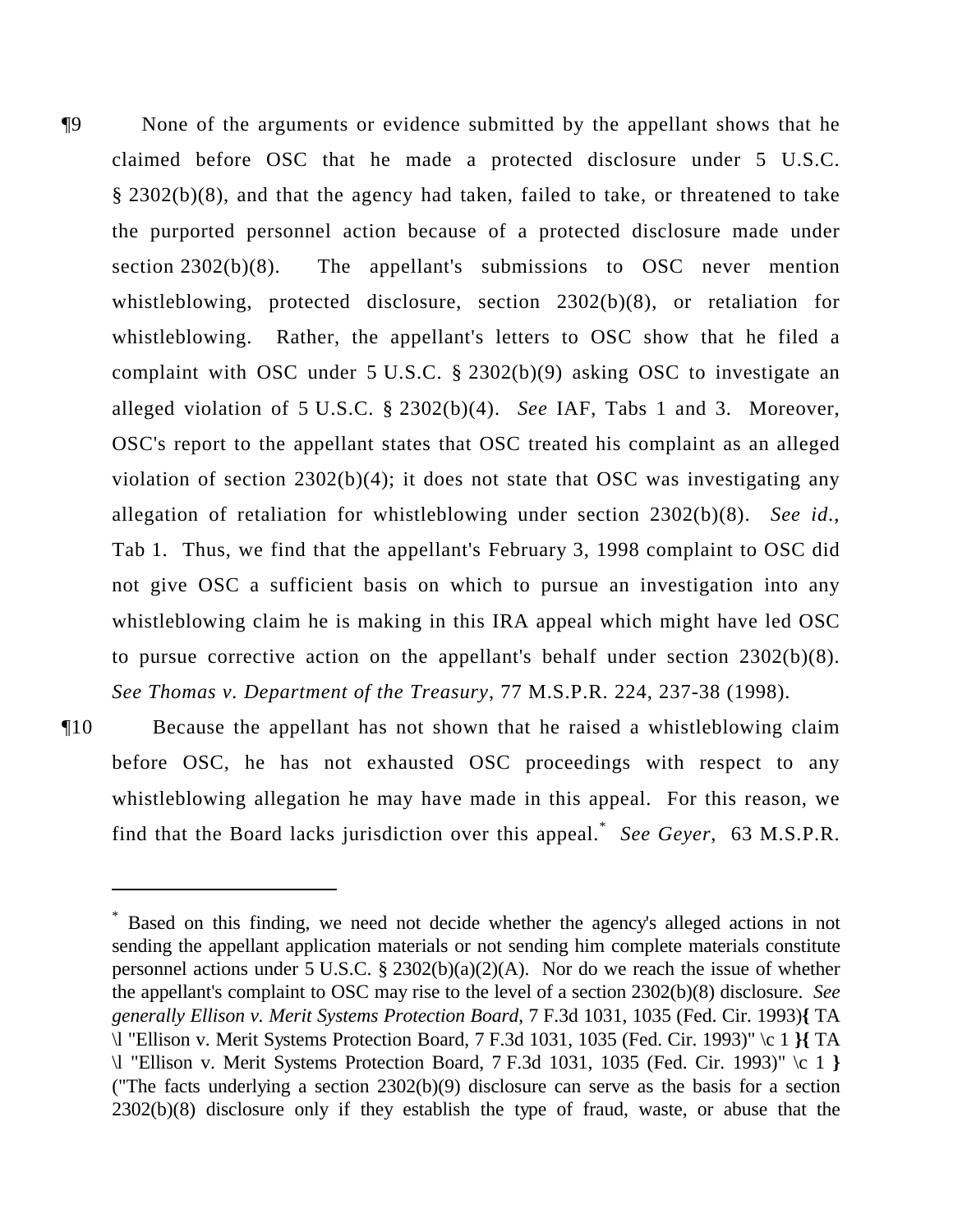¶9 None of the arguments or evidence submitted by the appellant shows that he claimed before OSC that he made a protected disclosure under 5 U.S.C. § 2302(b)(8), and that the agency had taken, failed to take, or threatened to take the purported personnel action because of a protected disclosure made under section 2302(b)(8). The appellant's submissions to OSC never mention whistleblowing, protected disclosure, section 2302(b)(8), or retaliation for whistleblowing. Rather, the appellant's letters to OSC show that he filed a complaint with OSC under 5 U.S.C. § 2302(b)(9) asking OSC to investigate an alleged violation of 5 U.S.C. § 2302(b)(4). *See* IAF, Tabs 1 and 3. Moreover, OSC's report to the appellant states that OSC treated his complaint as an alleged violation of section 2302(b)(4); it does not state that OSC was investigating any allegation of retaliation for whistleblowing under section 2302(b)(8). *See id.*, Tab 1. Thus, we find that the appellant's February 3, 1998 complaint to OSC did not give OSC a sufficient basis on which to pursue an investigation into any whistleblowing claim he is making in this IRA appeal which might have led OSC to pursue corrective action on the appellant's behalf under section 2302(b)(8). *See Thomas v. Department of the Treasury*, 77 M.S.P.R. 224, 237-38 (1998).

¶10 Because the appellant has not shown that he raised a whistleblowing claim before OSC, he has not exhausted OSC proceedings with respect to any whistleblowing allegation he may have made in this appeal. For this reason, we find that the Board lacks jurisdiction over this appeal.* *See Geyer*, 63 M.S.P.R.

---

* Based on this finding, we need not decide whether the agency's alleged actions in not sending the appellant application materials or not sending him complete materials constitute personnel actions under 5 U.S.C. § 2302(b)(a)(2)(A). Nor do we reach the issue of whether the appellant's complaint to OSC may rise to the level of a section 2302(b)(8) disclosure. *See generally Ellison v. Merit Systems Protection Board*, 7 F.3d 1031, 1035 (Fed. Cir. 1993){ TA \l "Ellison v. Merit Systems Protection Board, 7 F.3d 1031, 1035 (Fed. Cir. 1993)" \c 1 }{ TA \l "Ellison v. Merit Systems Protection Board, 7 F.3d 1031, 1035 (Fed. Cir. 1993)" \c 1 } ("The facts underlying a section 2302(b)(9) disclosure can serve as the basis for a section 2302(b)(8) disclosure only if they establish the type of fraud, waste, or abuse that the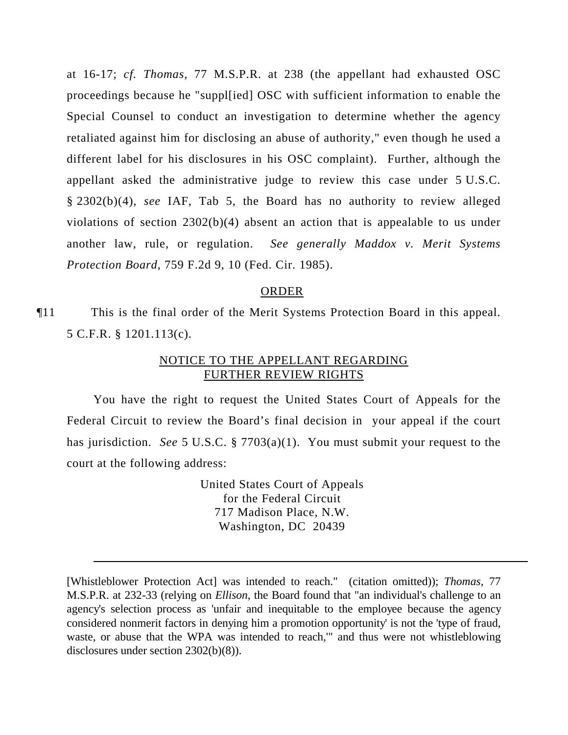at 16-17; *cf. Thomas*, 77 M.S.P.R. at 238 (the appellant had exhausted OSC proceedings because he "suppl[ied] OSC with sufficient information to enable the Special Counsel to conduct an investigation to determine whether the agency retaliated against him for disclosing an abuse of authority," even though he used a different label for his disclosures in his OSC complaint). Further, although the appellant asked the administrative judge to review this case under 5 U.S.C. § 2302(b)(4), *see* IAF, Tab 5, the Board has no authority to review alleged violations of section 2302(b)(4) absent an action that is appealable to us under another law, rule, or regulation. *See generally Maddox v. Merit Systems Protection Board*, 759 F.2d 9, 10 (Fed. Cir. 1985).

## ORDER

¶11 This is the final order of the Merit Systems Protection Board in this appeal. 5 C.F.R. § 1201.113(c).

## NOTICE TO THE APPELLANT REGARDING FURTHER REVIEW RIGHTS

You have the right to request the United States Court of Appeals for the Federal Circuit to review the Board's final decision in your appeal if the court has jurisdiction. *See* 5 U.S.C. § 7703(a)(1). You must submit your request to the court at the following address:

United States Court of Appeals
for the Federal Circuit
717 Madison Place, N.W.
Washington, DC 20439

---

[Whistleblower Protection Act] was intended to reach." (citation omitted)); *Thomas*, 77 M.S.P.R. at 232-33 (relying on *Ellison*, the Board found that "an individual's challenge to an agency's selection process as 'unfair and inequitable to the employee because the agency considered nonmerit factors in denying him a promotion opportunity' is not the 'type of fraud, waste, or abuse that the WPA was intended to reach,'" and thus were not whistleblowing disclosures under section 2302(b)(8)).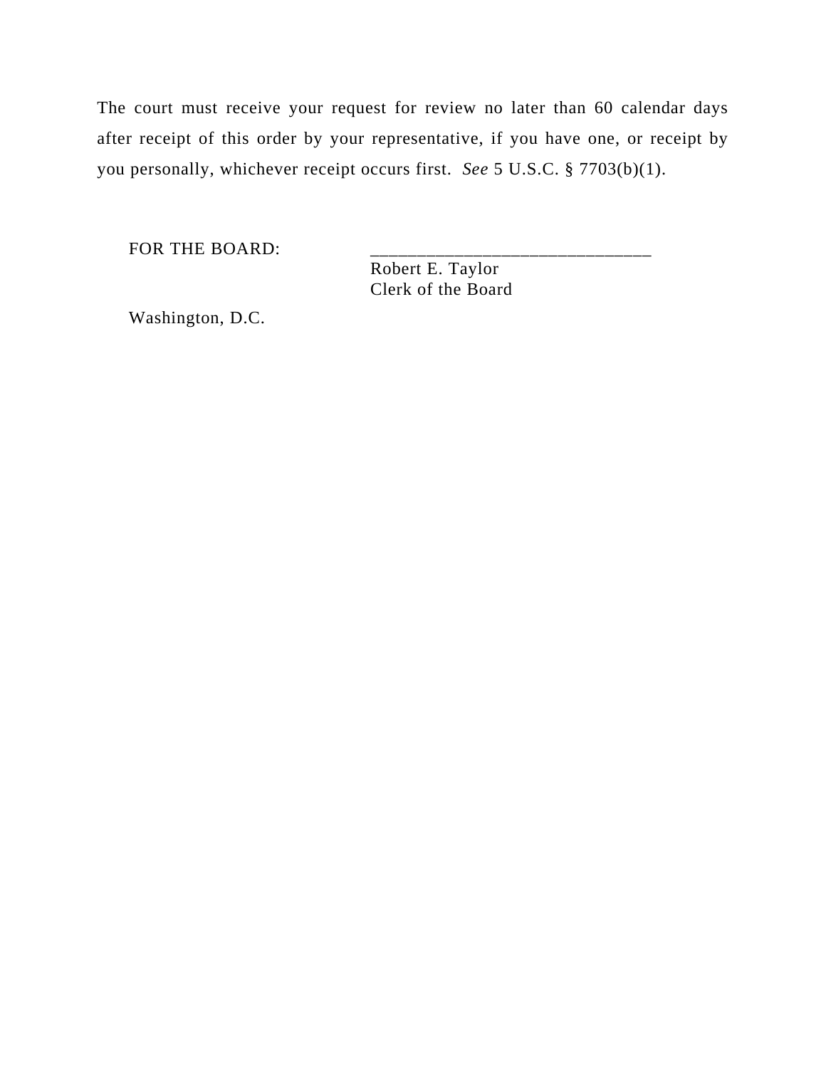The court must receive your request for review no later than 60 calendar days after receipt of this order by your representative, if you have one, or receipt by you personally, whichever receipt occurs first. *See* 5 U.S.C. § 7703(b)(1).

FOR THE BOARD: ______________________________
Robert E. Taylor
Clerk of the Board

Washington, D.C.